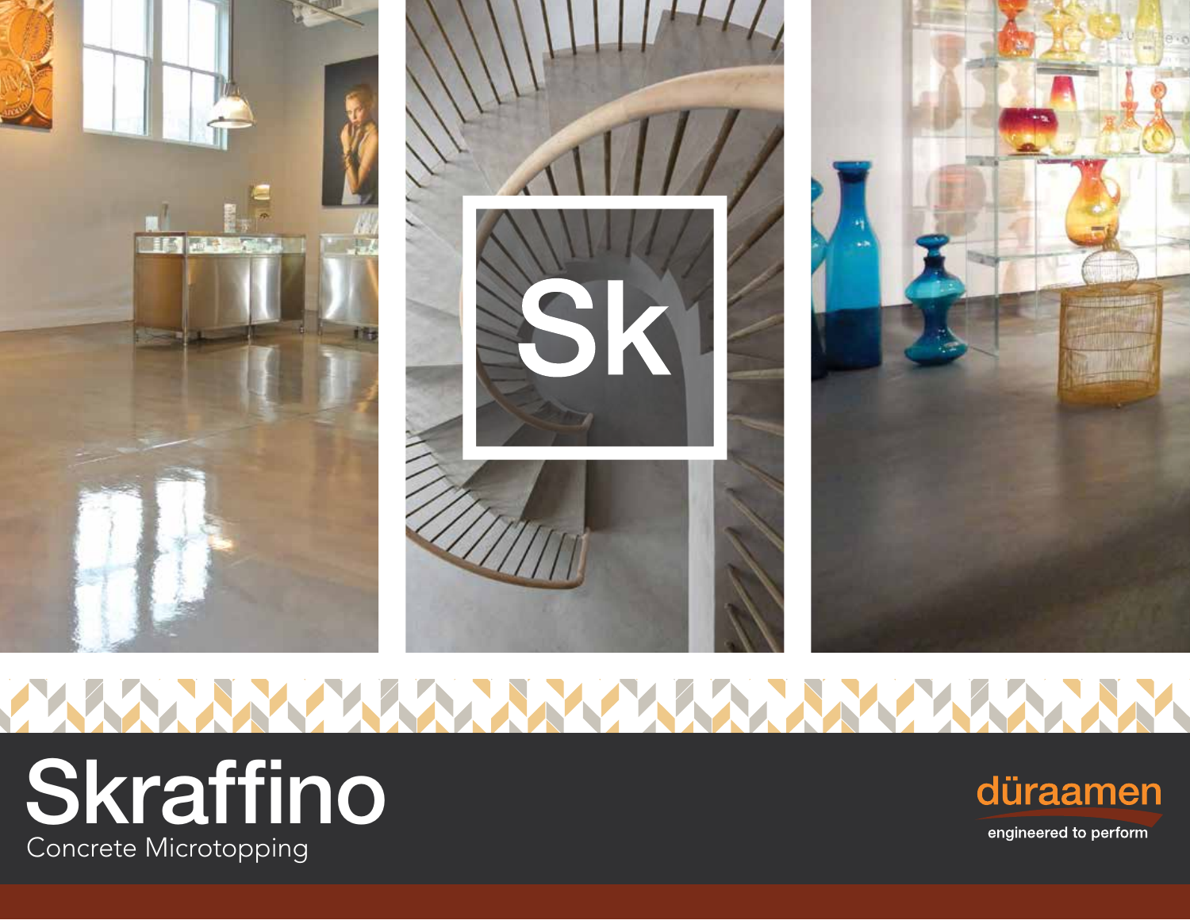Sk

# Skraffino

Concrete Microtopping

düraamen

engineered to perform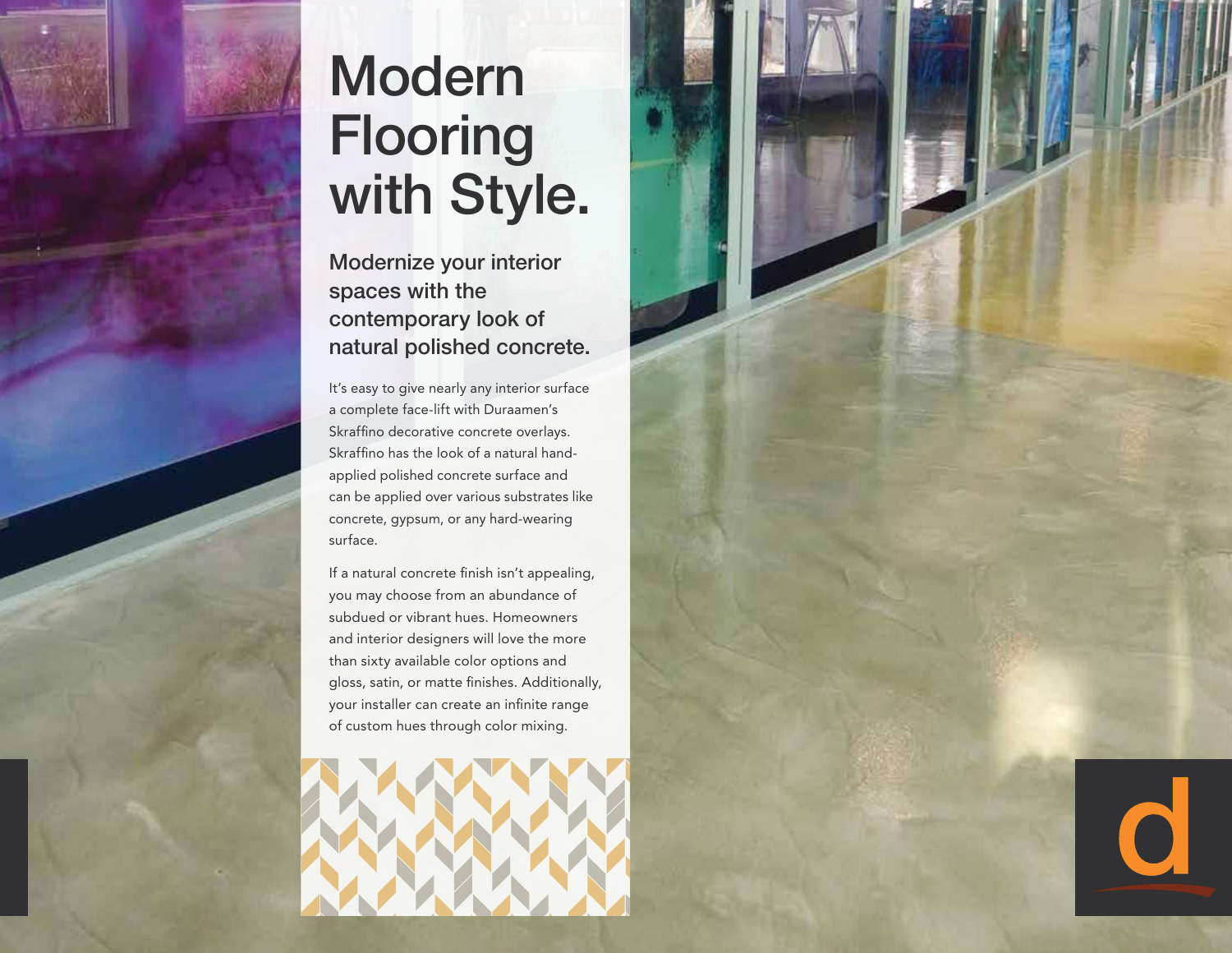# Modern Flooring with Style.

## Modernize your interior spaces with the contemporary look of natural polished concrete.

It's easy to give nearly any interior surface a complete face-lift with Duraamen's Skraffino decorative concrete overlays. Skraffino has the look of a natural hand-applied polished concrete surface and can be applied over various substrates like concrete, gypsum, or any hard-wearing surface.

If a natural concrete finish isn't appealing, you may choose from an abundance of subdued or vibrant hues. Homeowners and interior designers will love the more than sixty available color options and gloss, satin, or matte finishes. Additionally, your installer can create an infinite range of custom hues through color mixing.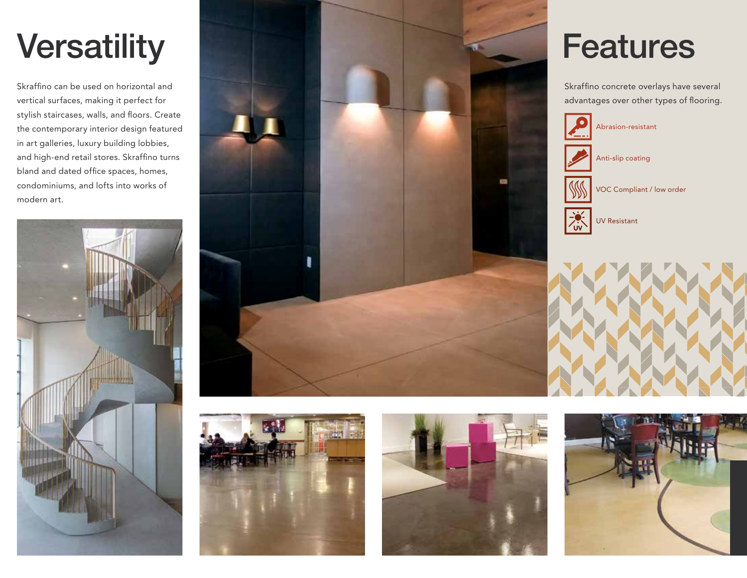# Versatility

Skraffino can be used on horizontal and vertical surfaces, making it perfect for stylish staircases, walls, and floors. Create the contemporary interior design featured in art galleries, luxury building lobbies, and high-end retail stores. Skraffino turns bland and dated office spaces, homes, condominiums, and lofts into works of modern art.

# Features

Skraffino concrete overlays have several advantages over other types of flooring.

- Abrasion-resistant
- Anti-slip coating
- VOC Compliant / low order
- UV Resistant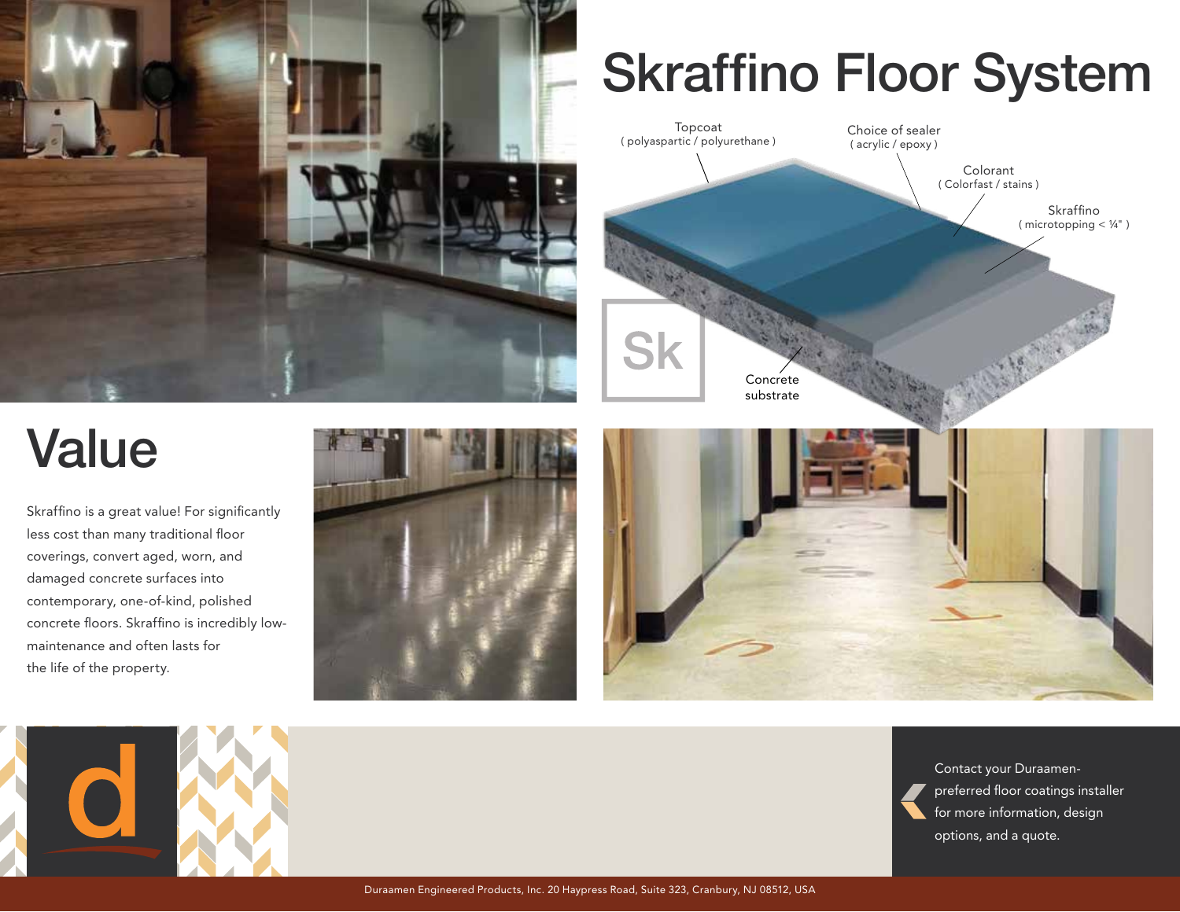# Skraffino Floor System

Topcoat
( polyaspartic / polyurethane )

Choice of sealer
( acrylic / epoxy )

Colorant
( Colorfast / stains )

Skraffino
( microtopping < ¼" )

Concrete
substrate

Sk

# Value

Skraffino is a great value! For significantly less cost than many traditional floor coverings, convert aged, worn, and damaged concrete surfaces into contemporary, one-of-kind, polished concrete floors. Skraffino is incredibly low-maintenance and often lasts for the life of the property.

Contact your Duraamen-preferred floor coatings installer for more information, design options, and a quote.

Duraamen Engineered Products, Inc. 20 Haypress Road, Suite 323, Cranbury, NJ 08512, USA